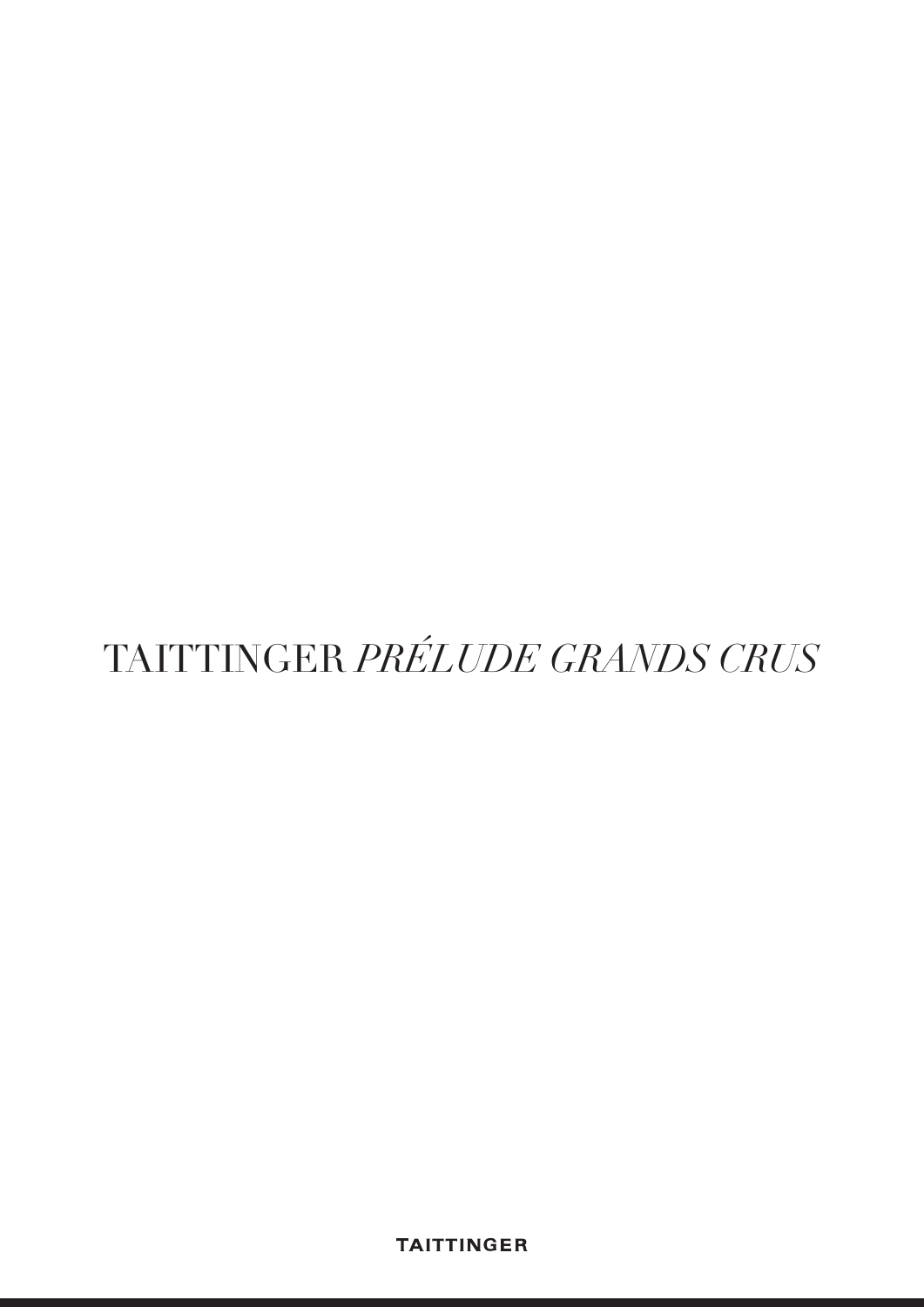# TAITTINGER *PRÉLUDE GRANDS CRUS*

**TAITTINGER**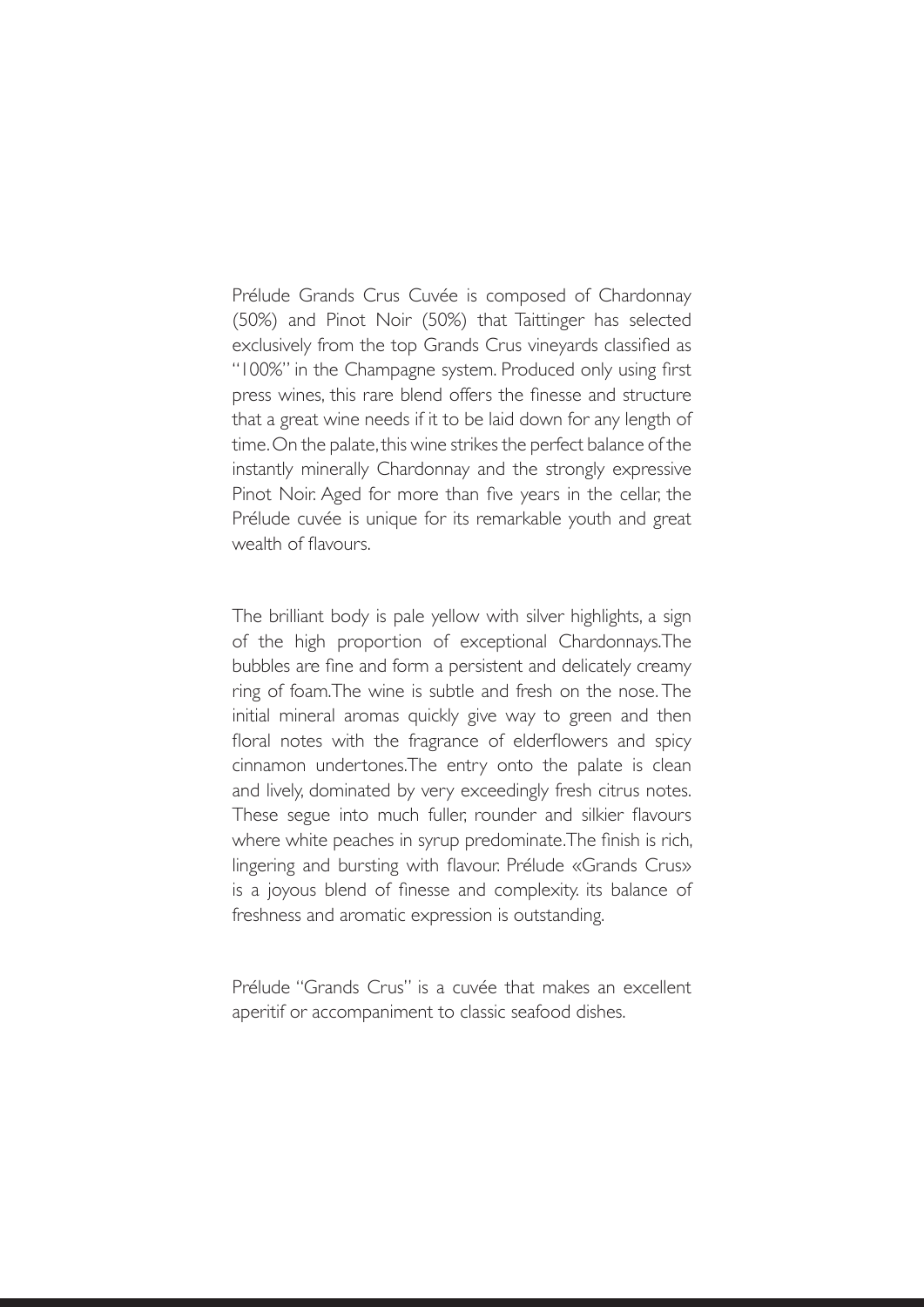Prélude Grands Crus Cuvée is composed of Chardonnay (50%) and Pinot Noir (50%) that Taittinger has selected exclusively from the top Grands Crus vineyards classified as "100%" in the Champagne system. Produced only using first press wines, this rare blend offers the finesse and structure that a great wine needs if it to be laid down for any length of time. On the palate, this wine strikes the perfect balance of the instantly minerally Chardonnay and the strongly expressive Pinot Noir. Aged for more than five years in the cellar, the Prélude cuvée is unique for its remarkable youth and great wealth of flavours.

The brilliant body is pale yellow with silver highlights, a sign of the high proportion of exceptional Chardonnays. The bubbles are fine and form a persistent and delicately creamy ring of foam. The wine is subtle and fresh on the nose. The initial mineral aromas quickly give way to green and then floral notes with the fragrance of elderflowers and spicy cinnamon undertones. The entry onto the palate is clean and lively, dominated by very exceedingly fresh citrus notes. These segue into much fuller, rounder and silkier flavours where white peaches in syrup predominate. The finish is rich, lingering and bursting with flavour. Prélude «Grands Crus» is a joyous blend of finesse and complexity. its balance of freshness and aromatic expression is outstanding.

Prélude "Grands Crus" is a cuvée that makes an excellent aperitif or accompaniment to classic seafood dishes.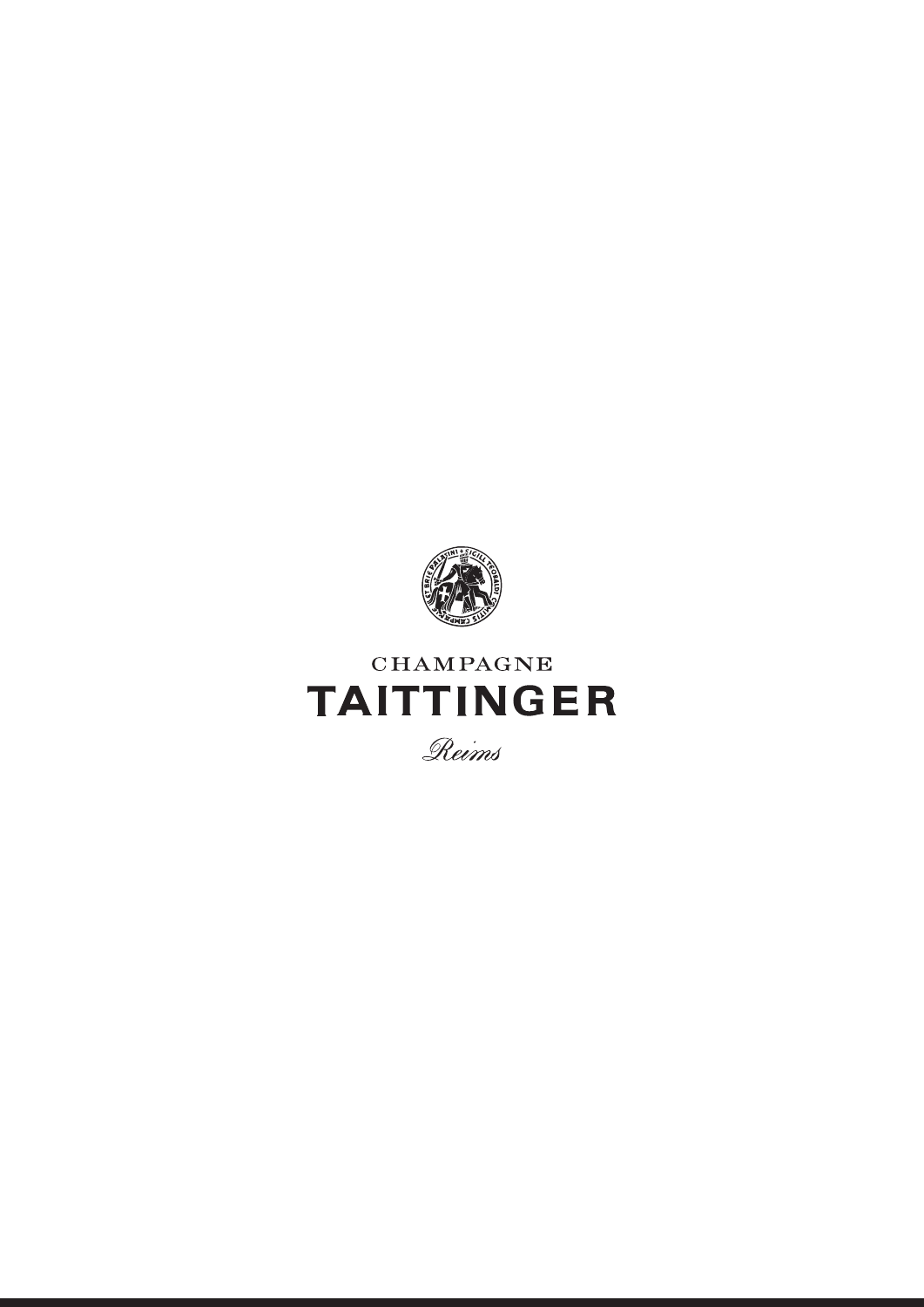CHAMPAGNE

TAITTINGER

*Reims*